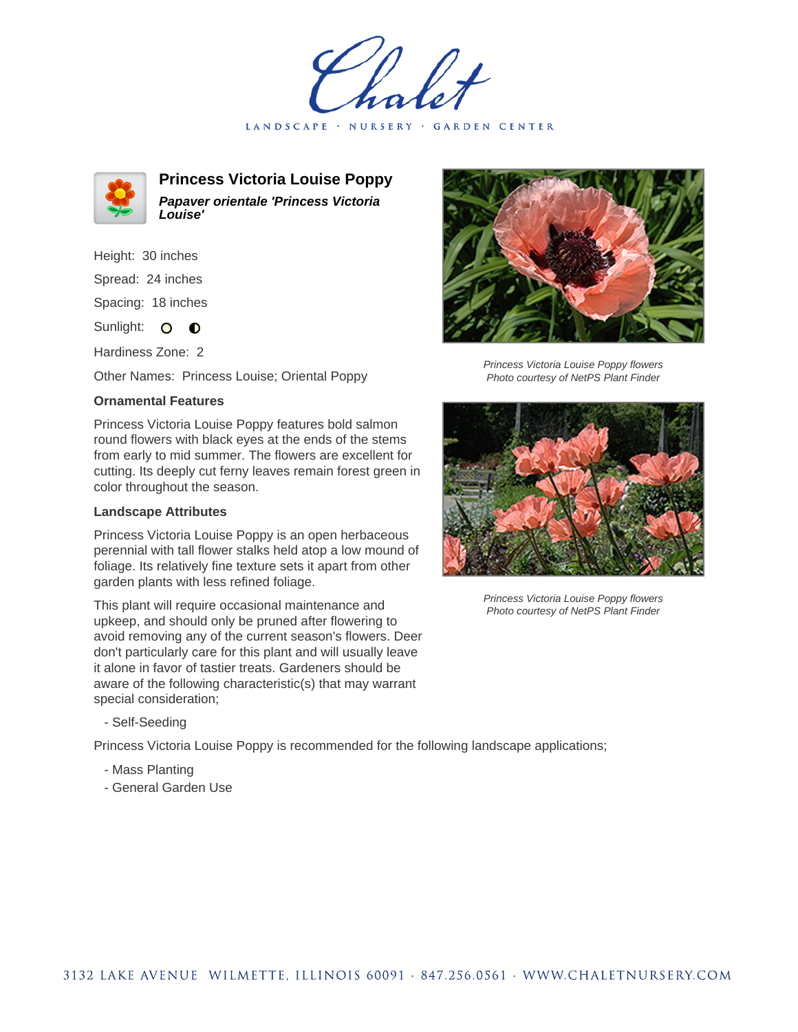Chalet

LANDSCAPE · NURSERY · GARDEN CENTER

# Princess Victoria Louise Poppy

***Papaver orientale 'Princess Victoria Louise'***

Height: 30 inches

Spread: 24 inches

Spacing: 18 inches

Sunlight: ○ ◐

Hardiness Zone: 2

Other Names: Princess Louise; Oriental Poppy

### Ornamental Features

Princess Victoria Louise Poppy features bold salmon round flowers with black eyes at the ends of the stems from early to mid summer. The flowers are excellent for cutting. Its deeply cut ferny leaves remain forest green in color throughout the season.

### Landscape Attributes

Princess Victoria Louise Poppy is an open herbaceous perennial with tall flower stalks held atop a low mound of foliage. Its relatively fine texture sets it apart from other garden plants with less refined foliage.

This plant will require occasional maintenance and upkeep, and should only be pruned after flowering to avoid removing any of the current season's flowers. Deer don't particularly care for this plant and will usually leave it alone in favor of tastier treats. Gardeners should be aware of the following characteristic(s) that may warrant special consideration;

- Self-Seeding

Princess Victoria Louise Poppy is recommended for the following landscape applications;

- Mass Planting
- General Garden Use

*Princess Victoria Louise Poppy flowers*
*Photo courtesy of NetPS Plant Finder*

*Princess Victoria Louise Poppy flowers*
*Photo courtesy of NetPS Plant Finder*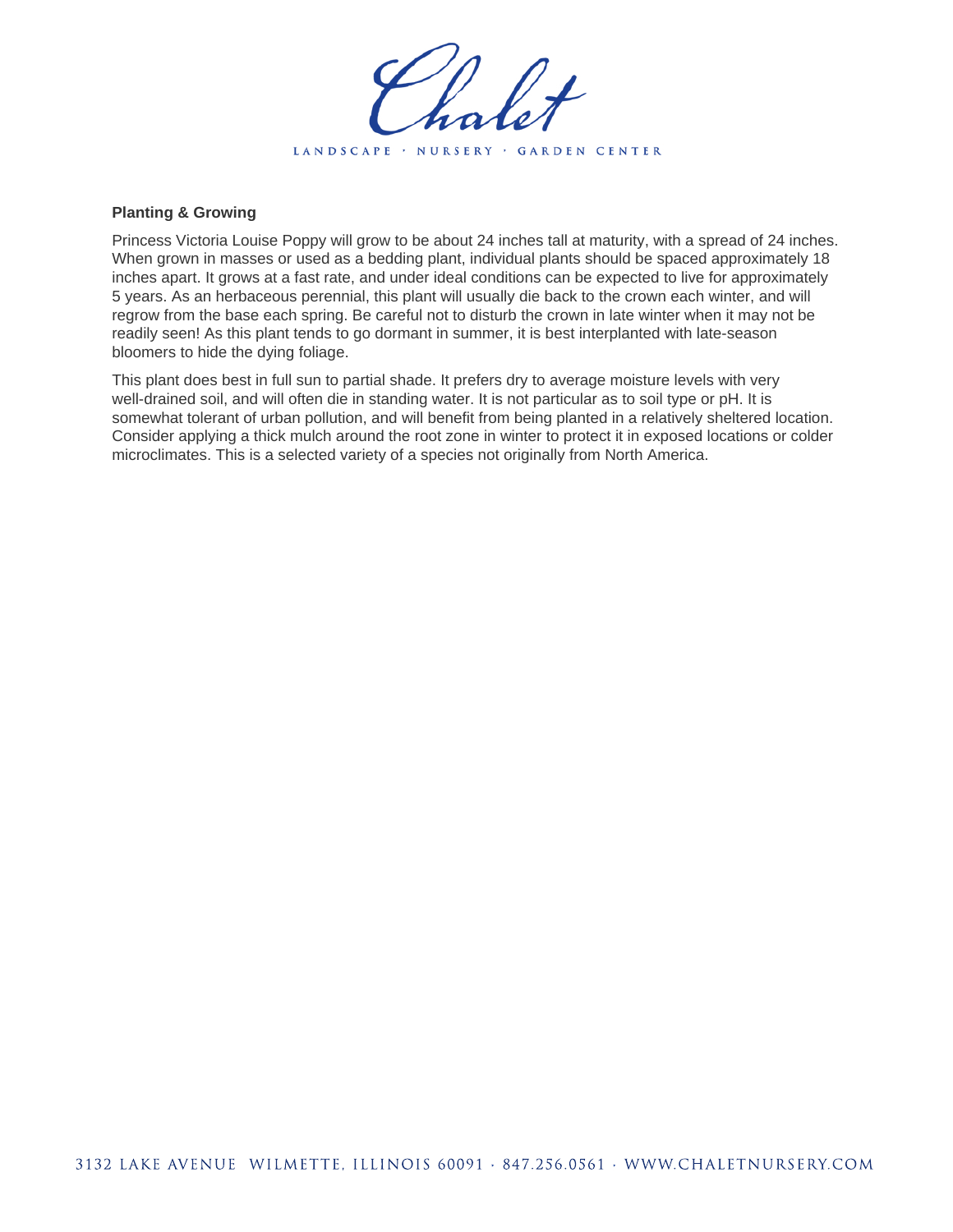**Planting & Growing**

Princess Victoria Louise Poppy will grow to be about 24 inches tall at maturity, with a spread of 24 inches. When grown in masses or used as a bedding plant, individual plants should be spaced approximately 18 inches apart. It grows at a fast rate, and under ideal conditions can be expected to live for approximately 5 years. As an herbaceous perennial, this plant will usually die back to the crown each winter, and will regrow from the base each spring. Be careful not to disturb the crown in late winter when it may not be readily seen! As this plant tends to go dormant in summer, it is best interplanted with late-season bloomers to hide the dying foliage.

This plant does best in full sun to partial shade. It prefers dry to average moisture levels with very well-drained soil, and will often die in standing water. It is not particular as to soil type or pH. It is somewhat tolerant of urban pollution, and will benefit from being planted in a relatively sheltered location. Consider applying a thick mulch around the root zone in winter to protect it in exposed locations or colder microclimates. This is a selected variety of a species not originally from North America.